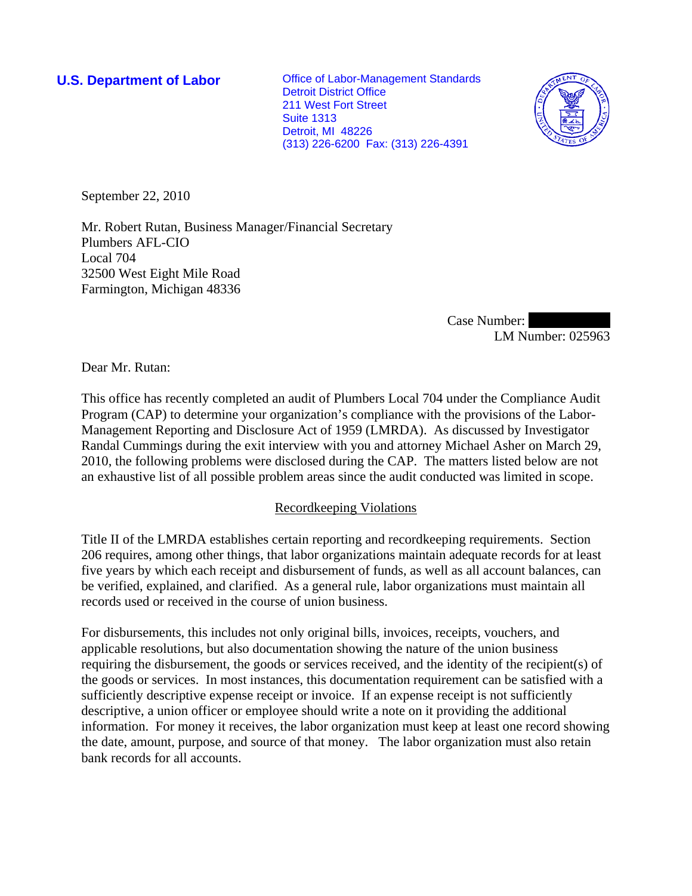**U.S. Department of Labor**

Office of Labor-Management Standards
Detroit District Office
211 West Fort Street
Suite 1313
Detroit, MI 48226
(313) 226-6200 Fax: (313) 226-4391

September 22, 2010

Mr. Robert Rutan, Business Manager/Financial Secretary
Plumbers AFL-CIO
Local 704
32500 West Eight Mile Road
Farmington, Michigan 48336

Case Number: [redacted]
LM Number: 025963

Dear Mr. Rutan:

This office has recently completed an audit of Plumbers Local 704 under the Compliance Audit Program (CAP) to determine your organization's compliance with the provisions of the Labor-Management Reporting and Disclosure Act of 1959 (LMRDA). As discussed by Investigator Randal Cummings during the exit interview with you and attorney Michael Asher on March 29, 2010, the following problems were disclosed during the CAP. The matters listed below are not an exhaustive list of all possible problem areas since the audit conducted was limited in scope.

## Recordkeeping Violations

Title II of the LMRDA establishes certain reporting and recordkeeping requirements. Section 206 requires, among other things, that labor organizations maintain adequate records for at least five years by which each receipt and disbursement of funds, as well as all account balances, can be verified, explained, and clarified. As a general rule, labor organizations must maintain all records used or received in the course of union business.

For disbursements, this includes not only original bills, invoices, receipts, vouchers, and applicable resolutions, but also documentation showing the nature of the union business requiring the disbursement, the goods or services received, and the identity of the recipient(s) of the goods or services. In most instances, this documentation requirement can be satisfied with a sufficiently descriptive expense receipt or invoice. If an expense receipt is not sufficiently descriptive, a union officer or employee should write a note on it providing the additional information. For money it receives, the labor organization must keep at least one record showing the date, amount, purpose, and source of that money. The labor organization must also retain bank records for all accounts.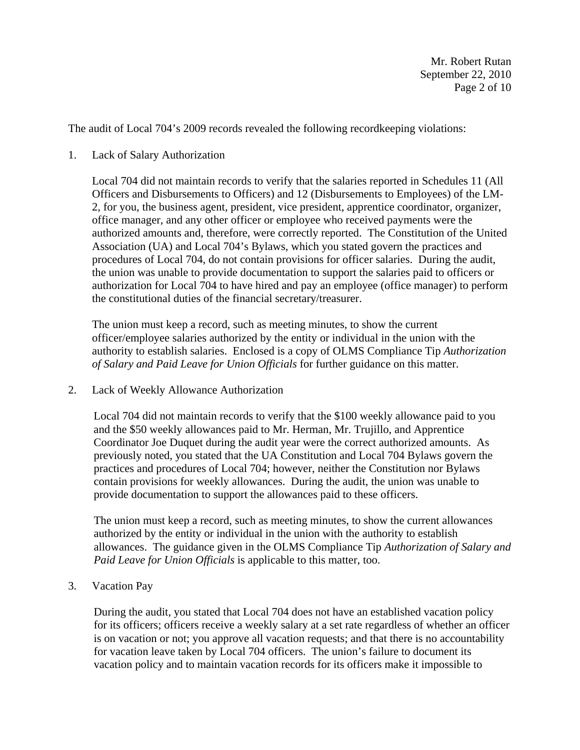The audit of Local 704's 2009 records revealed the following recordkeeping violations:

1. Lack of Salary Authorization

   Local 704 did not maintain records to verify that the salaries reported in Schedules 11 (All Officers and Disbursements to Officers) and 12 (Disbursements to Employees) of the LM-2, for you, the business agent, president, vice president, apprentice coordinator, organizer, office manager, and any other officer or employee who received payments were the authorized amounts and, therefore, were correctly reported. The Constitution of the United Association (UA) and Local 704's Bylaws, which you stated govern the practices and procedures of Local 704, do not contain provisions for officer salaries. During the audit, the union was unable to provide documentation to support the salaries paid to officers or authorization for Local 704 to have hired and pay an employee (office manager) to perform the constitutional duties of the financial secretary/treasurer.

   The union must keep a record, such as meeting minutes, to show the current officer/employee salaries authorized by the entity or individual in the union with the authority to establish salaries. Enclosed is a copy of OLMS Compliance Tip *Authorization of Salary and Paid Leave for Union Officials* for further guidance on this matter.

2. Lack of Weekly Allowance Authorization

   Local 704 did not maintain records to verify that the $100 weekly allowance paid to you and the $50 weekly allowances paid to Mr. Herman, Mr. Trujillo, and Apprentice Coordinator Joe Duquet during the audit year were the correct authorized amounts. As previously noted, you stated that the UA Constitution and Local 704 Bylaws govern the practices and procedures of Local 704; however, neither the Constitution nor Bylaws contain provisions for weekly allowances. During the audit, the union was unable to provide documentation to support the allowances paid to these officers.

   The union must keep a record, such as meeting minutes, to show the current allowances authorized by the entity or individual in the union with the authority to establish allowances. The guidance given in the OLMS Compliance Tip *Authorization of Salary and Paid Leave for Union Officials* is applicable to this matter, too.

3. Vacation Pay

   During the audit, you stated that Local 704 does not have an established vacation policy for its officers; officers receive a weekly salary at a set rate regardless of whether an officer is on vacation or not; you approve all vacation requests; and that there is no accountability for vacation leave taken by Local 704 officers. The union's failure to document its vacation policy and to maintain vacation records for its officers make it impossible to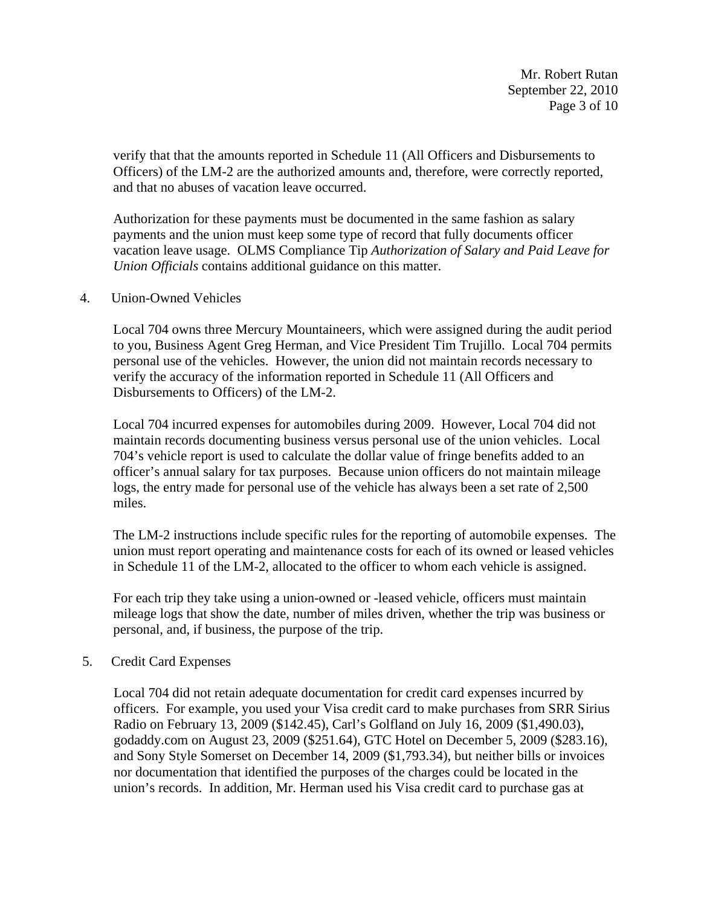verify that that the amounts reported in Schedule 11 (All Officers and Disbursements to Officers) of the LM-2 are the authorized amounts and, therefore, were correctly reported, and that no abuses of vacation leave occurred.

Authorization for these payments must be documented in the same fashion as salary payments and the union must keep some type of record that fully documents officer vacation leave usage. OLMS Compliance Tip *Authorization of Salary and Paid Leave for Union Officials* contains additional guidance on this matter.

4. Union-Owned Vehicles

   Local 704 owns three Mercury Mountaineers, which were assigned during the audit period to you, Business Agent Greg Herman, and Vice President Tim Trujillo. Local 704 permits personal use of the vehicles. However, the union did not maintain records necessary to verify the accuracy of the information reported in Schedule 11 (All Officers and Disbursements to Officers) of the LM-2.

   Local 704 incurred expenses for automobiles during 2009. However, Local 704 did not maintain records documenting business versus personal use of the union vehicles. Local 704's vehicle report is used to calculate the dollar value of fringe benefits added to an officer's annual salary for tax purposes. Because union officers do not maintain mileage logs, the entry made for personal use of the vehicle has always been a set rate of 2,500 miles.

   The LM-2 instructions include specific rules for the reporting of automobile expenses. The union must report operating and maintenance costs for each of its owned or leased vehicles in Schedule 11 of the LM-2, allocated to the officer to whom each vehicle is assigned.

   For each trip they take using a union-owned or -leased vehicle, officers must maintain mileage logs that show the date, number of miles driven, whether the trip was business or personal, and, if business, the purpose of the trip.

5. Credit Card Expenses

   Local 704 did not retain adequate documentation for credit card expenses incurred by officers. For example, you used your Visa credit card to make purchases from SRR Sirius Radio on February 13, 2009 ($142.45), Carl's Golfland on July 16, 2009 ($1,490.03), godaddy.com on August 23, 2009 ($251.64), GTC Hotel on December 5, 2009 ($283.16), and Sony Style Somerset on December 14, 2009 ($1,793.34), but neither bills or invoices nor documentation that identified the purposes of the charges could be located in the union's records. In addition, Mr. Herman used his Visa credit card to purchase gas at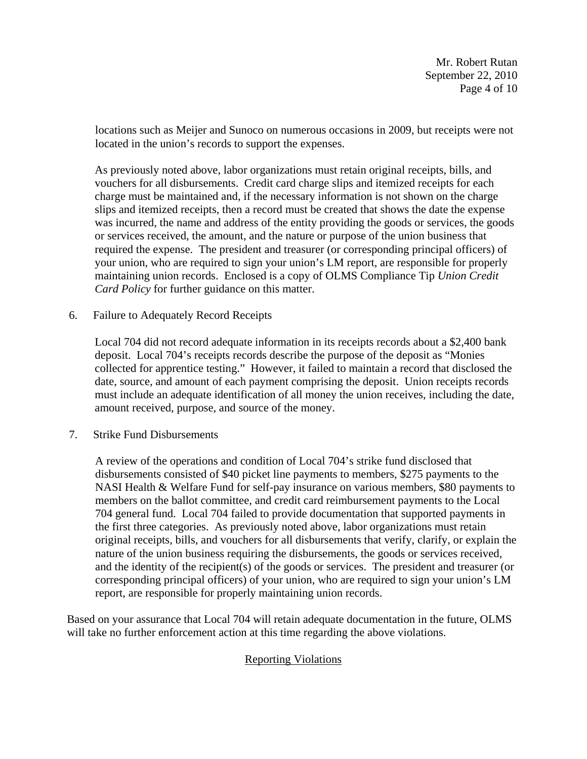locations such as Meijer and Sunoco on numerous occasions in 2009, but receipts were not located in the union's records to support the expenses.

As previously noted above, labor organizations must retain original receipts, bills, and vouchers for all disbursements. Credit card charge slips and itemized receipts for each charge must be maintained and, if the necessary information is not shown on the charge slips and itemized receipts, then a record must be created that shows the date the expense was incurred, the name and address of the entity providing the goods or services, the goods or services received, the amount, and the nature or purpose of the union business that required the expense. The president and treasurer (or corresponding principal officers) of your union, who are required to sign your union's LM report, are responsible for properly maintaining union records. Enclosed is a copy of OLMS Compliance Tip *Union Credit Card Policy* for further guidance on this matter.

6. Failure to Adequately Record Receipts

   Local 704 did not record adequate information in its receipts records about a $2,400 bank deposit. Local 704's receipts records describe the purpose of the deposit as "Monies collected for apprentice testing." However, it failed to maintain a record that disclosed the date, source, and amount of each payment comprising the deposit. Union receipts records must include an adequate identification of all money the union receives, including the date, amount received, purpose, and source of the money.

7. Strike Fund Disbursements

   A review of the operations and condition of Local 704's strike fund disclosed that disbursements consisted of $40 picket line payments to members, $275 payments to the NASI Health & Welfare Fund for self-pay insurance on various members, $80 payments to members on the ballot committee, and credit card reimbursement payments to the Local 704 general fund. Local 704 failed to provide documentation that supported payments in the first three categories. As previously noted above, labor organizations must retain original receipts, bills, and vouchers for all disbursements that verify, clarify, or explain the nature of the union business requiring the disbursements, the goods or services received, and the identity of the recipient(s) of the goods or services. The president and treasurer (or corresponding principal officers) of your union, who are required to sign your union's LM report, are responsible for properly maintaining union records.

Based on your assurance that Local 704 will retain adequate documentation in the future, OLMS will take no further enforcement action at this time regarding the above violations.

## Reporting Violations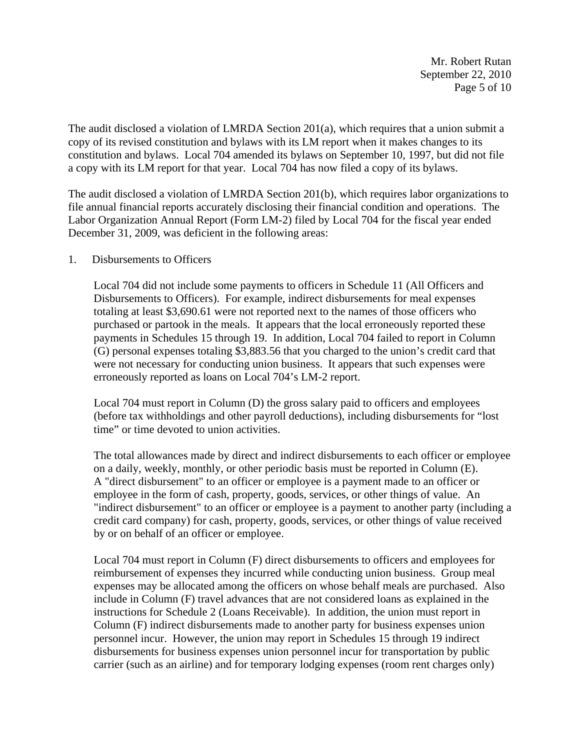The audit disclosed a violation of LMRDA Section 201(a), which requires that a union submit a copy of its revised constitution and bylaws with its LM report when it makes changes to its constitution and bylaws. Local 704 amended its bylaws on September 10, 1997, but did not file a copy with its LM report for that year. Local 704 has now filed a copy of its bylaws.

The audit disclosed a violation of LMRDA Section 201(b), which requires labor organizations to file annual financial reports accurately disclosing their financial condition and operations. The Labor Organization Annual Report (Form LM-2) filed by Local 704 for the fiscal year ended December 31, 2009, was deficient in the following areas:

1. Disbursements to Officers

   Local 704 did not include some payments to officers in Schedule 11 (All Officers and Disbursements to Officers). For example, indirect disbursements for meal expenses totaling at least $3,690.61 were not reported next to the names of those officers who purchased or partook in the meals. It appears that the local erroneously reported these payments in Schedules 15 through 19. In addition, Local 704 failed to report in Column (G) personal expenses totaling $3,883.56 that you charged to the union's credit card that were not necessary for conducting union business. It appears that such expenses were erroneously reported as loans on Local 704's LM-2 report.

   Local 704 must report in Column (D) the gross salary paid to officers and employees (before tax withholdings and other payroll deductions), including disbursements for "lost time" or time devoted to union activities.

   The total allowances made by direct and indirect disbursements to each officer or employee on a daily, weekly, monthly, or other periodic basis must be reported in Column (E). A "direct disbursement" to an officer or employee is a payment made to an officer or employee in the form of cash, property, goods, services, or other things of value. An "indirect disbursement" to an officer or employee is a payment to another party (including a credit card company) for cash, property, goods, services, or other things of value received by or on behalf of an officer or employee.

   Local 704 must report in Column (F) direct disbursements to officers and employees for reimbursement of expenses they incurred while conducting union business. Group meal expenses may be allocated among the officers on whose behalf meals are purchased. Also include in Column (F) travel advances that are not considered loans as explained in the instructions for Schedule 2 (Loans Receivable). In addition, the union must report in Column (F) indirect disbursements made to another party for business expenses union personnel incur. However, the union may report in Schedules 15 through 19 indirect disbursements for business expenses union personnel incur for transportation by public carrier (such as an airline) and for temporary lodging expenses (room rent charges only)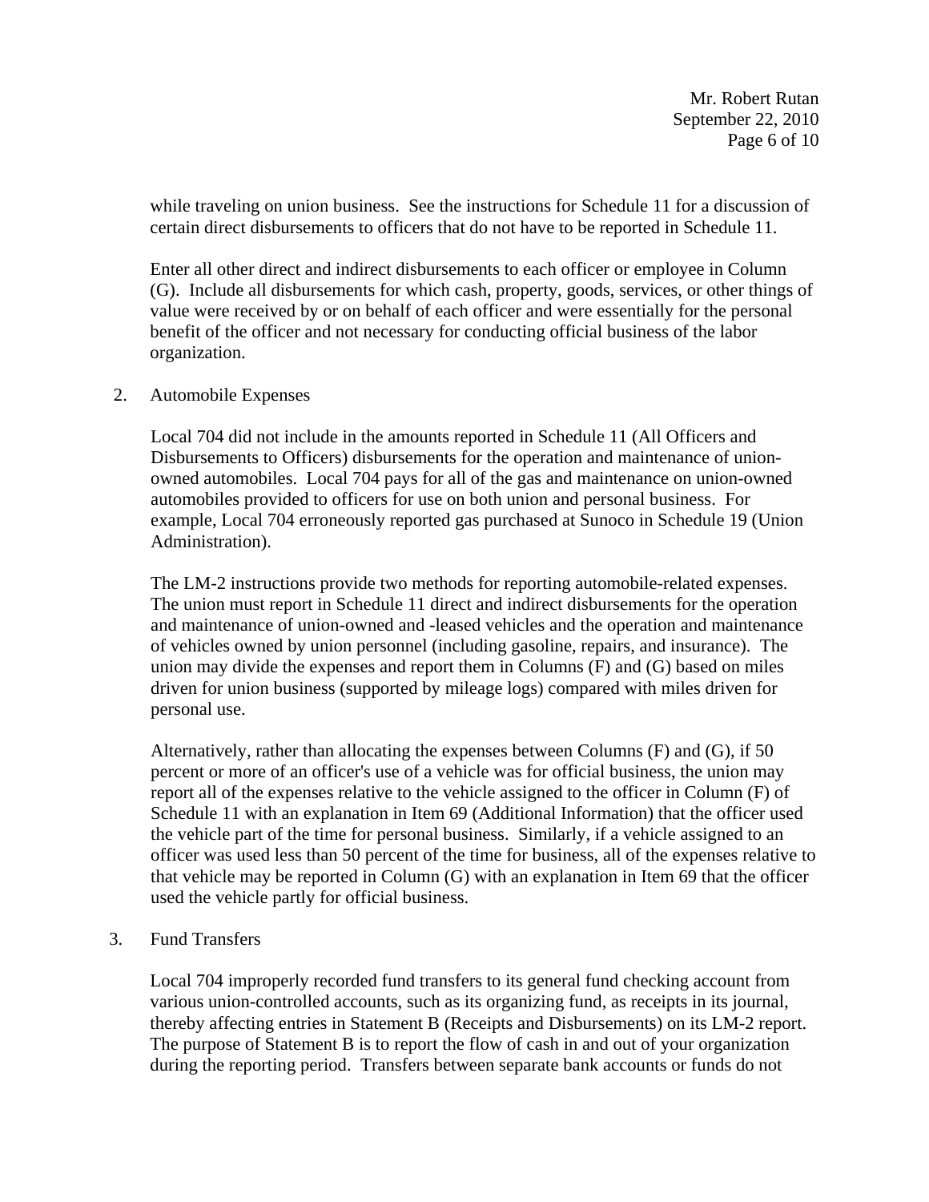while traveling on union business. See the instructions for Schedule 11 for a discussion of certain direct disbursements to officers that do not have to be reported in Schedule 11.

Enter all other direct and indirect disbursements to each officer or employee in Column (G). Include all disbursements for which cash, property, goods, services, or other things of value were received by or on behalf of each officer and were essentially for the personal benefit of the officer and not necessary for conducting official business of the labor organization.

2. Automobile Expenses

Local 704 did not include in the amounts reported in Schedule 11 (All Officers and Disbursements to Officers) disbursements for the operation and maintenance of union-owned automobiles. Local 704 pays for all of the gas and maintenance on union-owned automobiles provided to officers for use on both union and personal business. For example, Local 704 erroneously reported gas purchased at Sunoco in Schedule 19 (Union Administration).

The LM-2 instructions provide two methods for reporting automobile-related expenses. The union must report in Schedule 11 direct and indirect disbursements for the operation and maintenance of union-owned and -leased vehicles and the operation and maintenance of vehicles owned by union personnel (including gasoline, repairs, and insurance). The union may divide the expenses and report them in Columns (F) and (G) based on miles driven for union business (supported by mileage logs) compared with miles driven for personal use.

Alternatively, rather than allocating the expenses between Columns (F) and (G), if 50 percent or more of an officer's use of a vehicle was for official business, the union may report all of the expenses relative to the vehicle assigned to the officer in Column (F) of Schedule 11 with an explanation in Item 69 (Additional Information) that the officer used the vehicle part of the time for personal business. Similarly, if a vehicle assigned to an officer was used less than 50 percent of the time for business, all of the expenses relative to that vehicle may be reported in Column (G) with an explanation in Item 69 that the officer used the vehicle partly for official business.

3. Fund Transfers

Local 704 improperly recorded fund transfers to its general fund checking account from various union-controlled accounts, such as its organizing fund, as receipts in its journal, thereby affecting entries in Statement B (Receipts and Disbursements) on its LM-2 report. The purpose of Statement B is to report the flow of cash in and out of your organization during the reporting period. Transfers between separate bank accounts or funds do not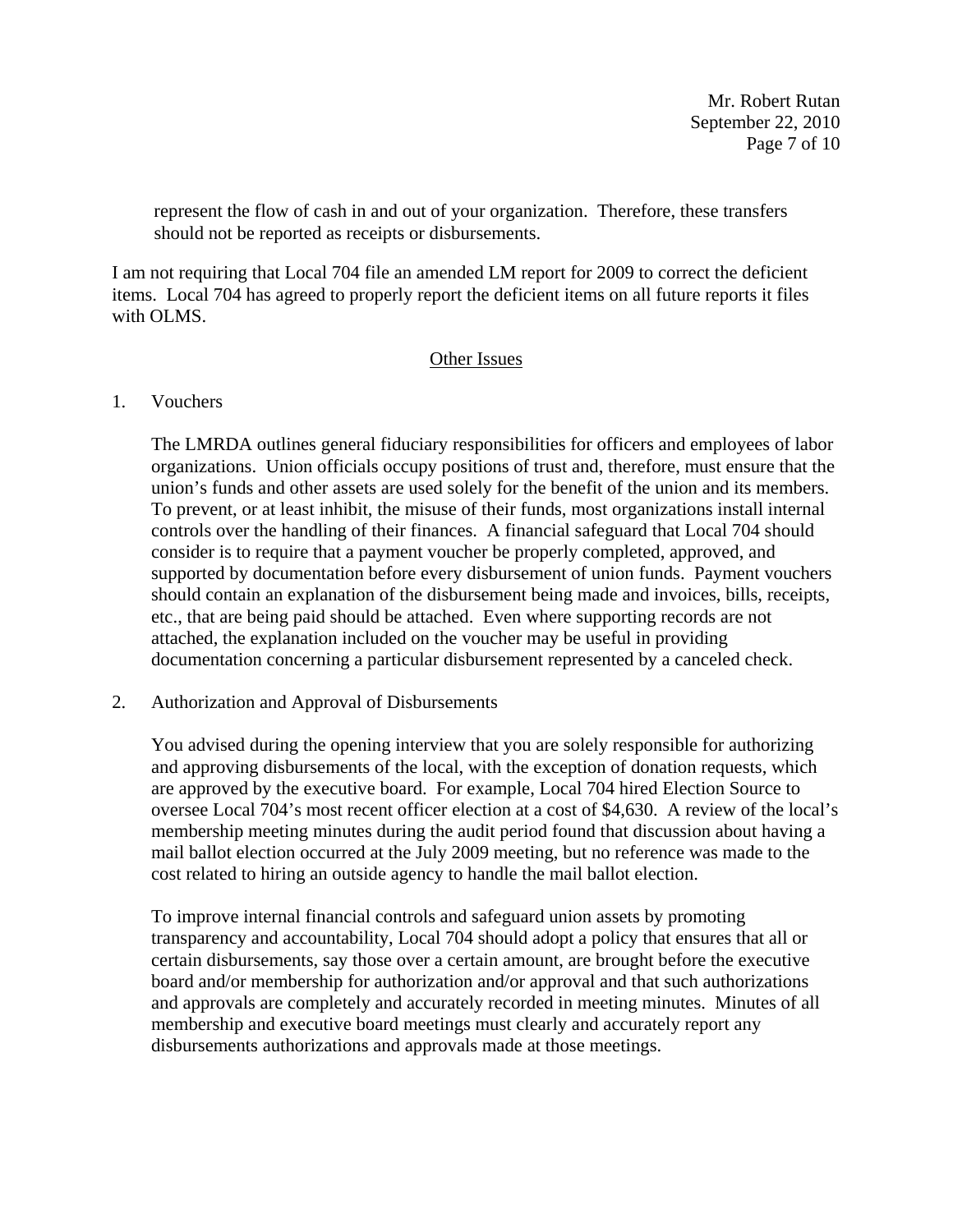represent the flow of cash in and out of your organization. Therefore, these transfers should not be reported as receipts or disbursements.

I am not requiring that Local 704 file an amended LM report for 2009 to correct the deficient items. Local 704 has agreed to properly report the deficient items on all future reports it files with OLMS.

## Other Issues

1. Vouchers

   The LMRDA outlines general fiduciary responsibilities for officers and employees of labor organizations. Union officials occupy positions of trust and, therefore, must ensure that the union's funds and other assets are used solely for the benefit of the union and its members. To prevent, or at least inhibit, the misuse of their funds, most organizations install internal controls over the handling of their finances. A financial safeguard that Local 704 should consider is to require that a payment voucher be properly completed, approved, and supported by documentation before every disbursement of union funds. Payment vouchers should contain an explanation of the disbursement being made and invoices, bills, receipts, etc., that are being paid should be attached. Even where supporting records are not attached, the explanation included on the voucher may be useful in providing documentation concerning a particular disbursement represented by a canceled check.

2. Authorization and Approval of Disbursements

   You advised during the opening interview that you are solely responsible for authorizing and approving disbursements of the local, with the exception of donation requests, which are approved by the executive board. For example, Local 704 hired Election Source to oversee Local 704's most recent officer election at a cost of $4,630. A review of the local's membership meeting minutes during the audit period found that discussion about having a mail ballot election occurred at the July 2009 meeting, but no reference was made to the cost related to hiring an outside agency to handle the mail ballot election.

   To improve internal financial controls and safeguard union assets by promoting transparency and accountability, Local 704 should adopt a policy that ensures that all or certain disbursements, say those over a certain amount, are brought before the executive board and/or membership for authorization and/or approval and that such authorizations and approvals are completely and accurately recorded in meeting minutes. Minutes of all membership and executive board meetings must clearly and accurately report any disbursements authorizations and approvals made at those meetings.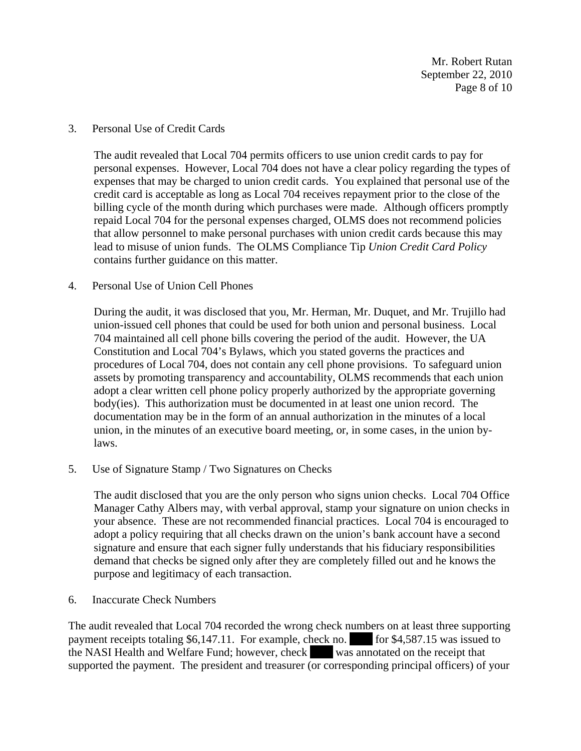3. Personal Use of Credit Cards

   The audit revealed that Local 704 permits officers to use union credit cards to pay for personal expenses. However, Local 704 does not have a clear policy regarding the types of expenses that may be charged to union credit cards. You explained that personal use of the credit card is acceptable as long as Local 704 receives repayment prior to the close of the billing cycle of the month during which purchases were made. Although officers promptly repaid Local 704 for the personal expenses charged, OLMS does not recommend policies that allow personnel to make personal purchases with union credit cards because this may lead to misuse of union funds. The OLMS Compliance Tip *Union Credit Card Policy* contains further guidance on this matter.

4. Personal Use of Union Cell Phones

   During the audit, it was disclosed that you, Mr. Herman, Mr. Duquet, and Mr. Trujillo had union-issued cell phones that could be used for both union and personal business. Local 704 maintained all cell phone bills covering the period of the audit. However, the UA Constitution and Local 704's Bylaws, which you stated governs the practices and procedures of Local 704, does not contain any cell phone provisions. To safeguard union assets by promoting transparency and accountability, OLMS recommends that each union adopt a clear written cell phone policy properly authorized by the appropriate governing body(ies). This authorization must be documented in at least one union record. The documentation may be in the form of an annual authorization in the minutes of a local union, in the minutes of an executive board meeting, or, in some cases, in the union by-laws.

5. Use of Signature Stamp / Two Signatures on Checks

   The audit disclosed that you are the only person who signs union checks. Local 704 Office Manager Cathy Albers may, with verbal approval, stamp your signature on union checks in your absence. These are not recommended financial practices. Local 704 is encouraged to adopt a policy requiring that all checks drawn on the union's bank account have a second signature and ensure that each signer fully understands that his fiduciary responsibilities demand that checks be signed only after they are completely filled out and he knows the purpose and legitimacy of each transaction.

6. Inaccurate Check Numbers

The audit revealed that Local 704 recorded the wrong check numbers on at least three supporting payment receipts totaling $6,147.11. For example, check no. ████ for $4,587.15 was issued to the NASI Health and Welfare Fund; however, check ████ was annotated on the receipt that supported the payment. The president and treasurer (or corresponding principal officers) of your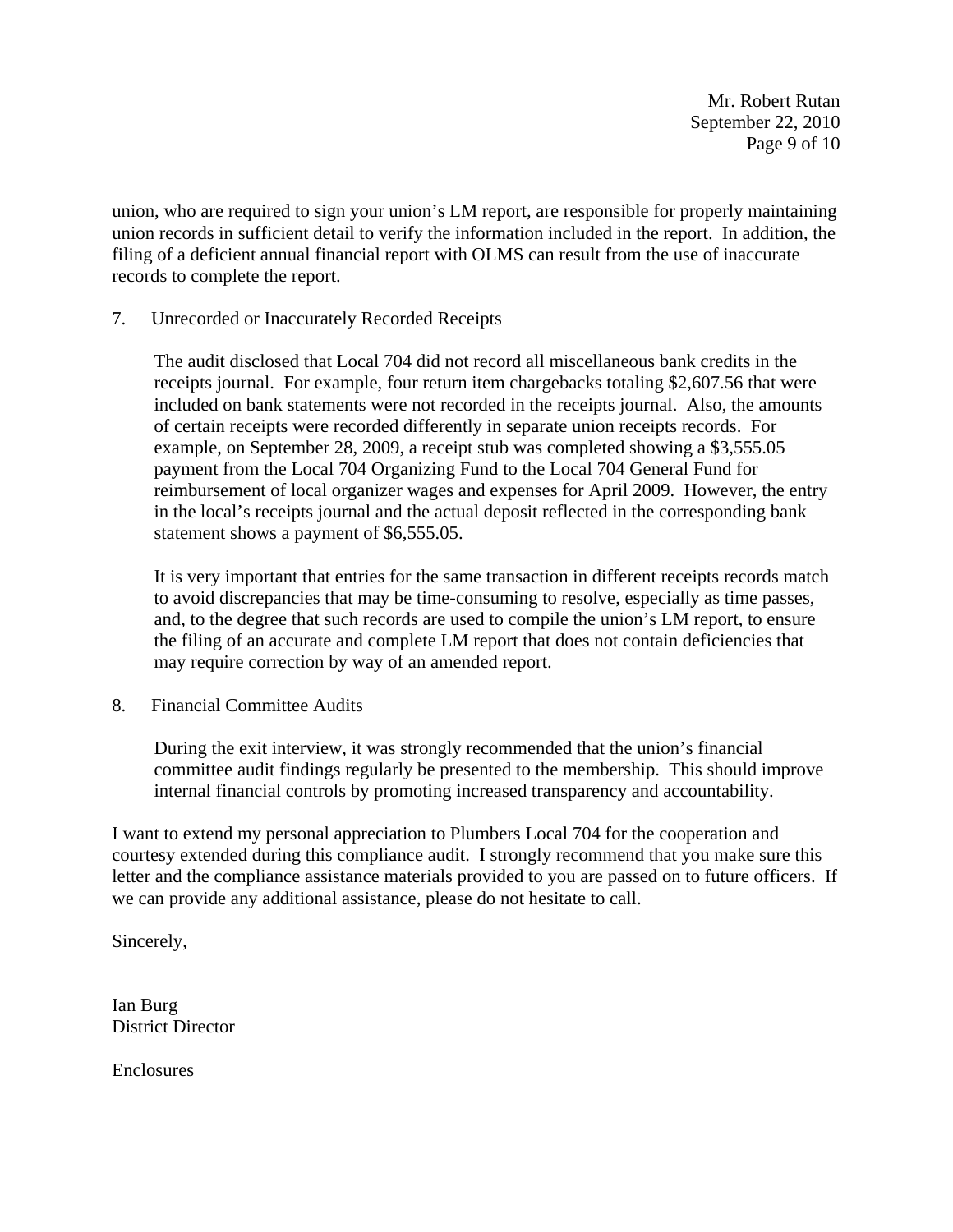union, who are required to sign your union's LM report, are responsible for properly maintaining union records in sufficient detail to verify the information included in the report. In addition, the filing of a deficient annual financial report with OLMS can result from the use of inaccurate records to complete the report.

7. Unrecorded or Inaccurately Recorded Receipts

   The audit disclosed that Local 704 did not record all miscellaneous bank credits in the receipts journal. For example, four return item chargebacks totaling $2,607.56 that were included on bank statements were not recorded in the receipts journal. Also, the amounts of certain receipts were recorded differently in separate union receipts records. For example, on September 28, 2009, a receipt stub was completed showing a $3,555.05 payment from the Local 704 Organizing Fund to the Local 704 General Fund for reimbursement of local organizer wages and expenses for April 2009. However, the entry in the local's receipts journal and the actual deposit reflected in the corresponding bank statement shows a payment of $6,555.05.

   It is very important that entries for the same transaction in different receipts records match to avoid discrepancies that may be time-consuming to resolve, especially as time passes, and, to the degree that such records are used to compile the union's LM report, to ensure the filing of an accurate and complete LM report that does not contain deficiencies that may require correction by way of an amended report.

8. Financial Committee Audits

   During the exit interview, it was strongly recommended that the union's financial committee audit findings regularly be presented to the membership. This should improve internal financial controls by promoting increased transparency and accountability.

I want to extend my personal appreciation to Plumbers Local 704 for the cooperation and courtesy extended during this compliance audit. I strongly recommend that you make sure this letter and the compliance assistance materials provided to you are passed on to future officers. If we can provide any additional assistance, please do not hesitate to call.

Sincerely,

Ian Burg
District Director

Enclosures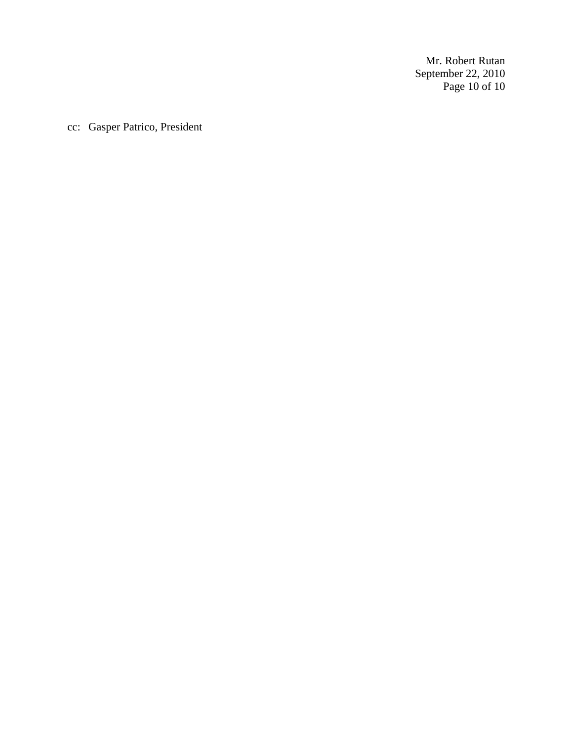cc: Gasper Patrico, President